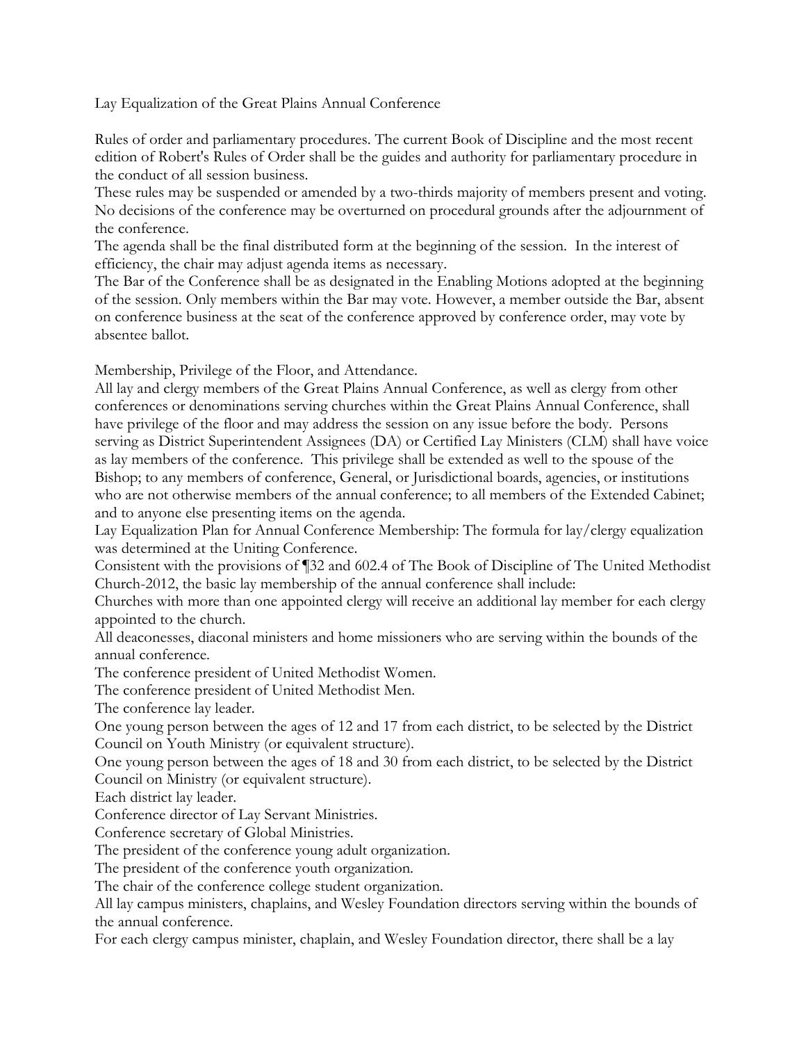# Lay Equalization of the Great Plains Annual Conference

Rules of order and parliamentary procedures. The current Book of Discipline and the most recent edition of Robert's Rules of Order shall be the guides and authority for parliamentary procedure in the conduct of all session business.

These rules may be suspended or amended by a two-thirds majority of members present and voting. No decisions of the conference may be overturned on procedural grounds after the adjournment of the conference.

The agenda shall be the final distributed form at the beginning of the session. In the interest of efficiency, the chair may adjust agenda items as necessary.

The Bar of the Conference shall be as designated in the Enabling Motions adopted at the beginning of the session. Only members within the Bar may vote. However, a member outside the Bar, absent on conference business at the seat of the conference approved by conference order, may vote by absentee ballot.

## Membership, Privilege of the Floor, and Attendance.

All lay and clergy members of the Great Plains Annual Conference, as well as clergy from other conferences or denominations serving churches within the Great Plains Annual Conference, shall have privilege of the floor and may address the session on any issue before the body. Persons serving as District Superintendent Assignees (DA) or Certified Lay Ministers (CLM) shall have voice as lay members of the conference. This privilege shall be extended as well to the spouse of the Bishop; to any members of conference, General, or Jurisdictional boards, agencies, or institutions who are not otherwise members of the annual conference; to all members of the Extended Cabinet; and to anyone else presenting items on the agenda.

Lay Equalization Plan for Annual Conference Membership: The formula for lay/clergy equalization was determined at the Uniting Conference.

Consistent with the provisions of ¶32 and 602.4 of The Book of Discipline of The United Methodist Church-2012, the basic lay membership of the annual conference shall include:

Churches with more than one appointed clergy will receive an additional lay member for each clergy appointed to the church.

All deaconesses, diaconal ministers and home missioners who are serving within the bounds of the annual conference.

The conference president of United Methodist Women.

The conference president of United Methodist Men.

The conference lay leader.

One young person between the ages of 12 and 17 from each district, to be selected by the District Council on Youth Ministry (or equivalent structure).

One young person between the ages of 18 and 30 from each district, to be selected by the District Council on Ministry (or equivalent structure).

Each district lay leader.

Conference director of Lay Servant Ministries.

Conference secretary of Global Ministries.

The president of the conference young adult organization.

The president of the conference youth organization.

The chair of the conference college student organization.

All lay campus ministers, chaplains, and Wesley Foundation directors serving within the bounds of the annual conference.

For each clergy campus minister, chaplain, and Wesley Foundation director, there shall be a lay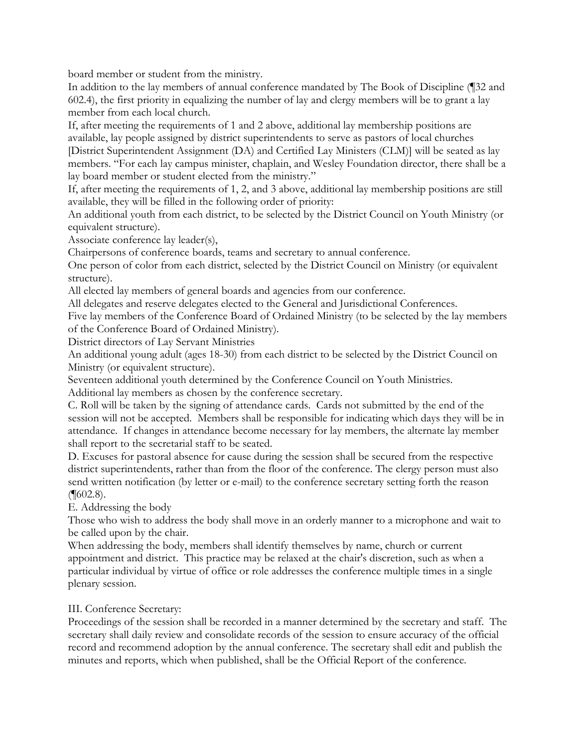board member or student from the ministry.

In addition to the lay members of annual conference mandated by The Book of Discipline (¶32 and 602.4), the first priority in equalizing the number of lay and clergy members will be to grant a lay member from each local church.

If, after meeting the requirements of 1 and 2 above, additional lay membership positions are available, lay people assigned by district superintendents to serve as pastors of local churches [District Superintendent Assignment (DA) and Certified Lay Ministers (CLM)] will be seated as lay members. "For each lay campus minister, chaplain, and Wesley Foundation director, there shall be a lay board member or student elected from the ministry."

If, after meeting the requirements of 1, 2, and 3 above, additional lay membership positions are still available, they will be filled in the following order of priority:

An additional youth from each district, to be selected by the District Council on Youth Ministry (or equivalent structure).

Associate conference lay leader(s),

Chairpersons of conference boards, teams and secretary to annual conference.

One person of color from each district, selected by the District Council on Ministry (or equivalent structure).

All elected lay members of general boards and agencies from our conference.

All delegates and reserve delegates elected to the General and Jurisdictional Conferences.

Five lay members of the Conference Board of Ordained Ministry (to be selected by the lay members of the Conference Board of Ordained Ministry).

District directors of Lay Servant Ministries

An additional young adult (ages 18-30) from each district to be selected by the District Council on Ministry (or equivalent structure).

Seventeen additional youth determined by the Conference Council on Youth Ministries.

Additional lay members as chosen by the conference secretary.

C. Roll will be taken by the signing of attendance cards. Cards not submitted by the end of the session will not be accepted. Members shall be responsible for indicating which days they will be in attendance. If changes in attendance become necessary for lay members, the alternate lay member shall report to the secretarial staff to be seated.

D. Excuses for pastoral absence for cause during the session shall be secured from the respective district superintendents, rather than from the floor of the conference. The clergy person must also send written notification (by letter or e-mail) to the conference secretary setting forth the reason (¶602.8).

E. Addressing the body

Those who wish to address the body shall move in an orderly manner to a microphone and wait to be called upon by the chair.

When addressing the body, members shall identify themselves by name, church or current appointment and district. This practice may be relaxed at the chair's discretion, such as when a particular individual by virtue of office or role addresses the conference multiple times in a single plenary session.

III. Conference Secretary:

Proceedings of the session shall be recorded in a manner determined by the secretary and staff. The secretary shall daily review and consolidate records of the session to ensure accuracy of the official record and recommend adoption by the annual conference. The secretary shall edit and publish the minutes and reports, which when published, shall be the Official Report of the conference.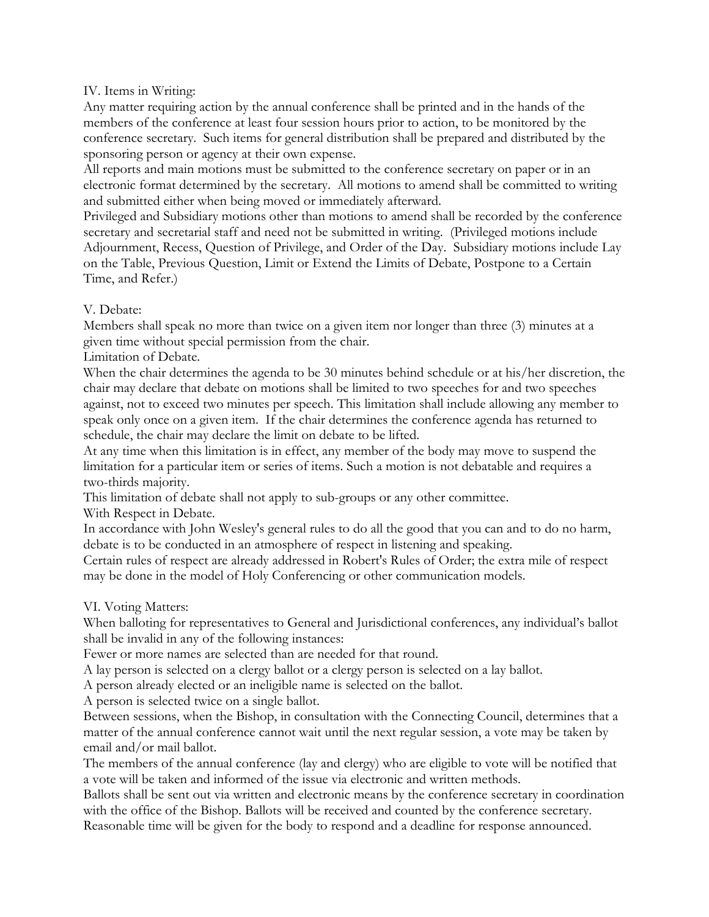## IV. Items in Writing:

Any matter requiring action by the annual conference shall be printed and in the hands of the members of the conference at least four session hours prior to action, to be monitored by the conference secretary. Such items for general distribution shall be prepared and distributed by the sponsoring person or agency at their own expense.

All reports and main motions must be submitted to the conference secretary on paper or in an electronic format determined by the secretary. All motions to amend shall be committed to writing and submitted either when being moved or immediately afterward.

Privileged and Subsidiary motions other than motions to amend shall be recorded by the conference secretary and secretarial staff and need not be submitted in writing. (Privileged motions include Adjournment, Recess, Question of Privilege, and Order of the Day. Subsidiary motions include Lay on the Table, Previous Question, Limit or Extend the Limits of Debate, Postpone to a Certain Time, and Refer.)

## V. Debate:

Members shall speak no more than twice on a given item nor longer than three (3) minutes at a given time without special permission from the chair.

Limitation of Debate.

When the chair determines the agenda to be 30 minutes behind schedule or at his/her discretion, the chair may declare that debate on motions shall be limited to two speeches for and two speeches against, not to exceed two minutes per speech. This limitation shall include allowing any member to speak only once on a given item. If the chair determines the conference agenda has returned to schedule, the chair may declare the limit on debate to be lifted.

At any time when this limitation is in effect, any member of the body may move to suspend the limitation for a particular item or series of items. Such a motion is not debatable and requires a two-thirds majority.

This limitation of debate shall not apply to sub-groups or any other committee.

With Respect in Debate.

In accordance with John Wesley's general rules to do all the good that you can and to do no harm, debate is to be conducted in an atmosphere of respect in listening and speaking.

Certain rules of respect are already addressed in Robert's Rules of Order; the extra mile of respect may be done in the model of Holy Conferencing or other communication models.

## VI. Voting Matters:

When balloting for representatives to General and Jurisdictional conferences, any individual's ballot shall be invalid in any of the following instances:

Fewer or more names are selected than are needed for that round.

A lay person is selected on a clergy ballot or a clergy person is selected on a lay ballot.

A person already elected or an ineligible name is selected on the ballot.

A person is selected twice on a single ballot.

Between sessions, when the Bishop, in consultation with the Connecting Council, determines that a matter of the annual conference cannot wait until the next regular session, a vote may be taken by email and/or mail ballot.

The members of the annual conference (lay and clergy) who are eligible to vote will be notified that a vote will be taken and informed of the issue via electronic and written methods.

Ballots shall be sent out via written and electronic means by the conference secretary in coordination with the office of the Bishop. Ballots will be received and counted by the conference secretary. Reasonable time will be given for the body to respond and a deadline for response announced.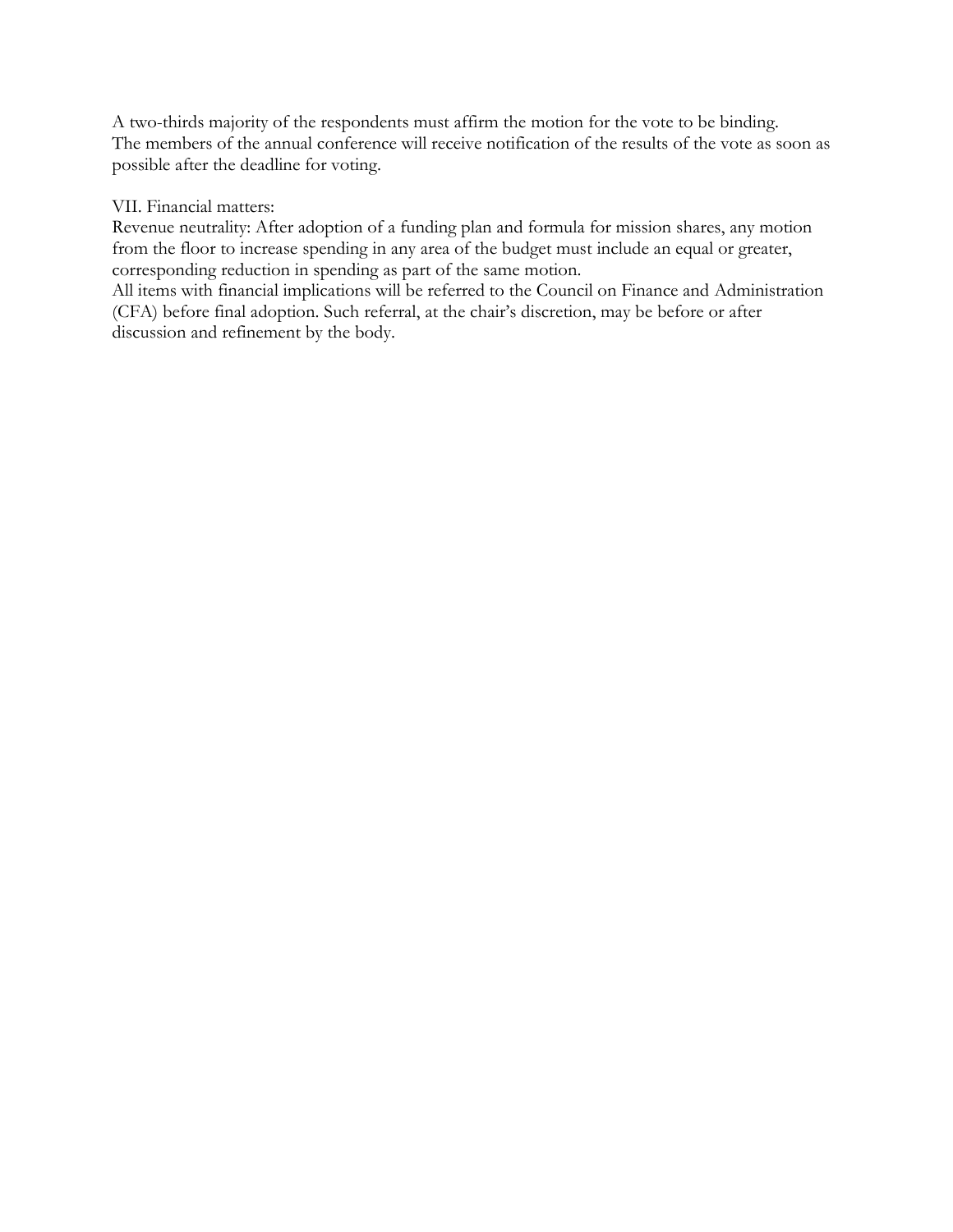A two-thirds majority of the respondents must affirm the motion for the vote to be binding.
The members of the annual conference will receive notification of the results of the vote as soon as possible after the deadline for voting.

VII. Financial matters:

Revenue neutrality: After adoption of a funding plan and formula for mission shares, any motion from the floor to increase spending in any area of the budget must include an equal or greater, corresponding reduction in spending as part of the same motion.

All items with financial implications will be referred to the Council on Finance and Administration (CFA) before final adoption. Such referral, at the chair's discretion, may be before or after discussion and refinement by the body.